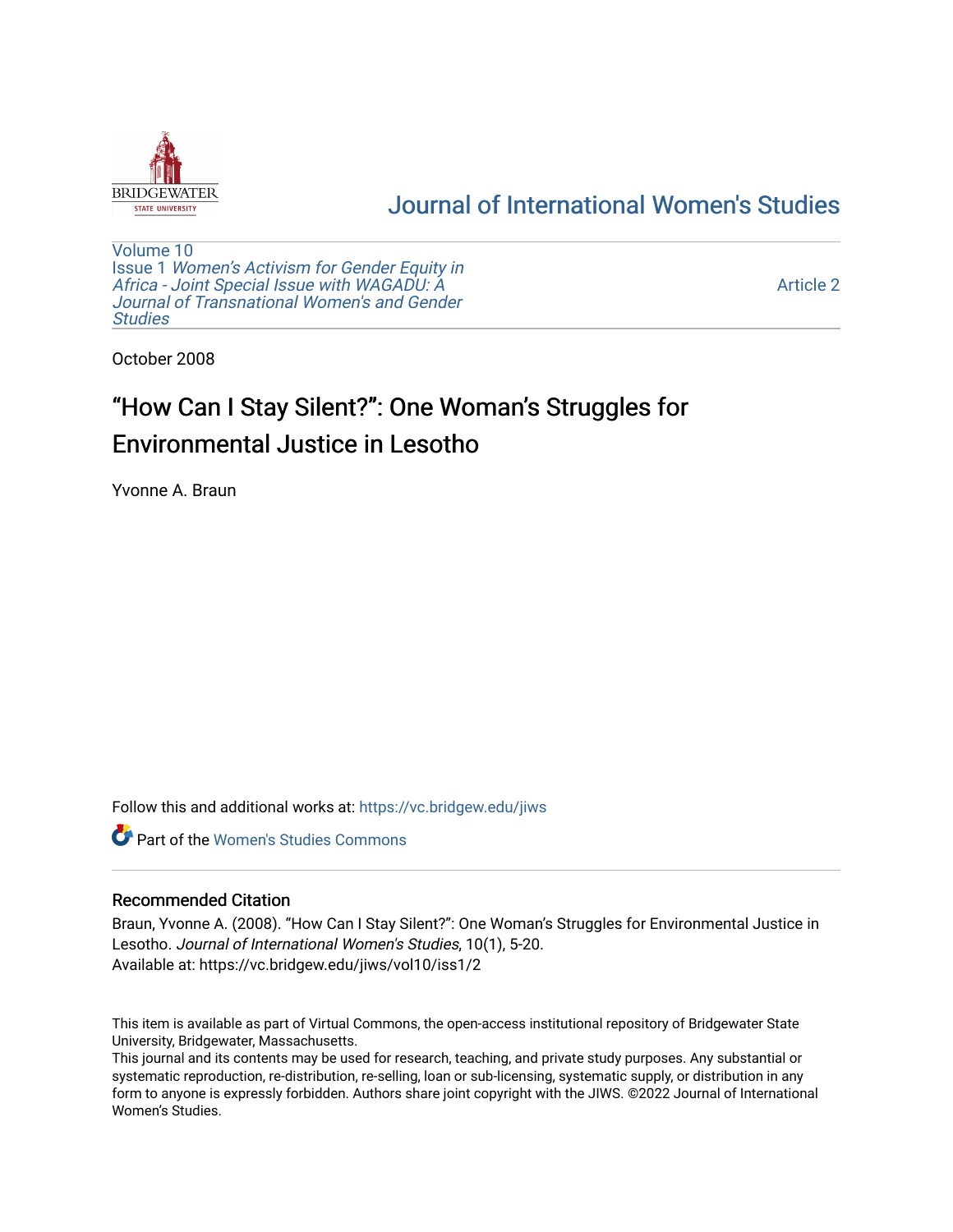Journal of International Women's Studies

Volume 10
Issue 1 *Women's Activism for Gender Equity in Africa - Joint Special Issue with WAGADU: A Journal of Transnational Women's and Gender Studies*

Article 2

October 2008

# "How Can I Stay Silent?": One Woman's Struggles for Environmental Justice in Lesotho

Yvonne A. Braun

Follow this and additional works at: https://vc.bridgew.edu/jiws

Part of the Women's Studies Commons

## Recommended Citation

Braun, Yvonne A. (2008). "How Can I Stay Silent?": One Woman's Struggles for Environmental Justice in Lesotho. *Journal of International Women's Studies*, 10(1), 5-20.
Available at: https://vc.bridgew.edu/jiws/vol10/iss1/2

This item is available as part of Virtual Commons, the open-access institutional repository of Bridgewater State University, Bridgewater, Massachusetts.
This journal and its contents may be used for research, teaching, and private study purposes. Any substantial or systematic reproduction, re-distribution, re-selling, loan or sub-licensing, systematic supply, or distribution in any form to anyone is expressly forbidden. Authors share joint copyright with the JIWS. ©2022 Journal of International Women's Studies.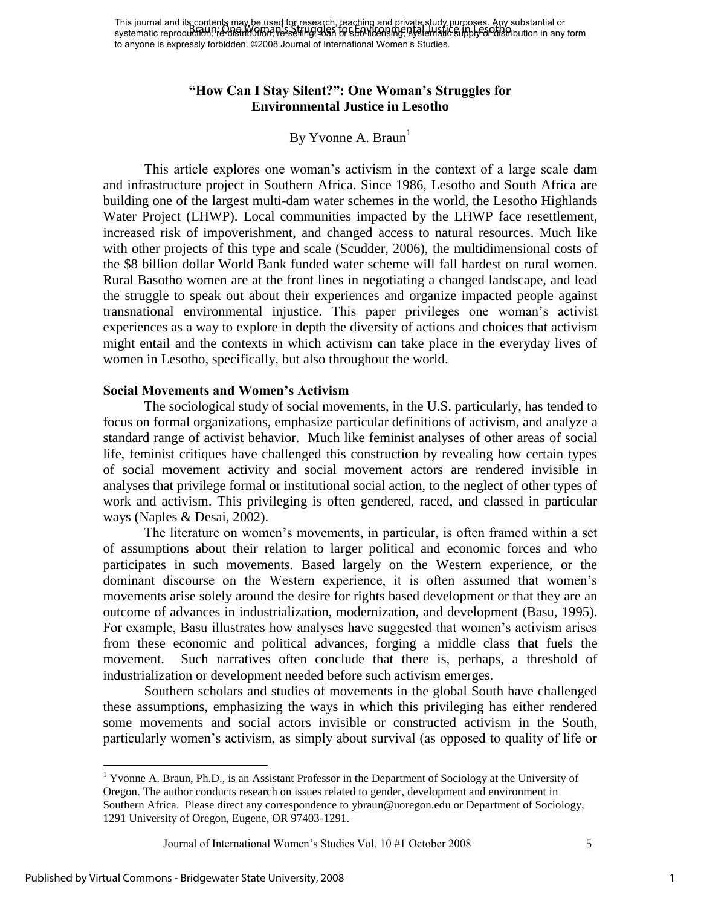# "How Can I Stay Silent?": One Woman's Struggles for Environmental Justice in Lesotho

By Yvonne A. Braun[1]

This article explores one woman's activism in the context of a large scale dam and infrastructure project in Southern Africa. Since 1986, Lesotho and South Africa are building one of the largest multi-dam water schemes in the world, the Lesotho Highlands Water Project (LHWP). Local communities impacted by the LHWP face resettlement, increased risk of impoverishment, and changed access to natural resources. Much like with other projects of this type and scale (Scudder, 2006), the multidimensional costs of the \$8 billion dollar World Bank funded water scheme will fall hardest on rural women. Rural Basotho women are at the front lines in negotiating a changed landscape, and lead the struggle to speak out about their experiences and organize impacted people against transnational environmental injustice. This paper privileges one woman's activist experiences as a way to explore in depth the diversity of actions and choices that activism might entail and the contexts in which activism can take place in the everyday lives of women in Lesotho, specifically, but also throughout the world.

## Social Movements and Women's Activism

The sociological study of social movements, in the U.S. particularly, has tended to focus on formal organizations, emphasize particular definitions of activism, and analyze a standard range of activist behavior. Much like feminist analyses of other areas of social life, feminist critiques have challenged this construction by revealing how certain types of social movement activity and social movement actors are rendered invisible in analyses that privilege formal or institutional social action, to the neglect of other types of work and activism. This privileging is often gendered, raced, and classed in particular ways (Naples & Desai, 2002).

The literature on women's movements, in particular, is often framed within a set of assumptions about their relation to larger political and economic forces and who participates in such movements. Based largely on the Western experience, or the dominant discourse on the Western experience, it is often assumed that women's movements arise solely around the desire for rights based development or that they are an outcome of advances in industrialization, modernization, and development (Basu, 1995). For example, Basu illustrates how analyses have suggested that women's activism arises from these economic and political advances, forging a middle class that fuels the movement. Such narratives often conclude that there is, perhaps, a threshold of industrialization or development needed before such activism emerges.

Southern scholars and studies of movements in the global South have challenged these assumptions, emphasizing the ways in which this privileging has either rendered some movements and social actors invisible or constructed activism in the South, particularly women's activism, as simply about survival (as opposed to quality of life or

[1] Yvonne A. Braun, Ph.D., is an Assistant Professor in the Department of Sociology at the University of Oregon. The author conducts research on issues related to gender, development and environment in Southern Africa. Please direct any correspondence to ybraun@uoregon.edu or Department of Sociology, 1291 University of Oregon, Eugene, OR 97403-1291.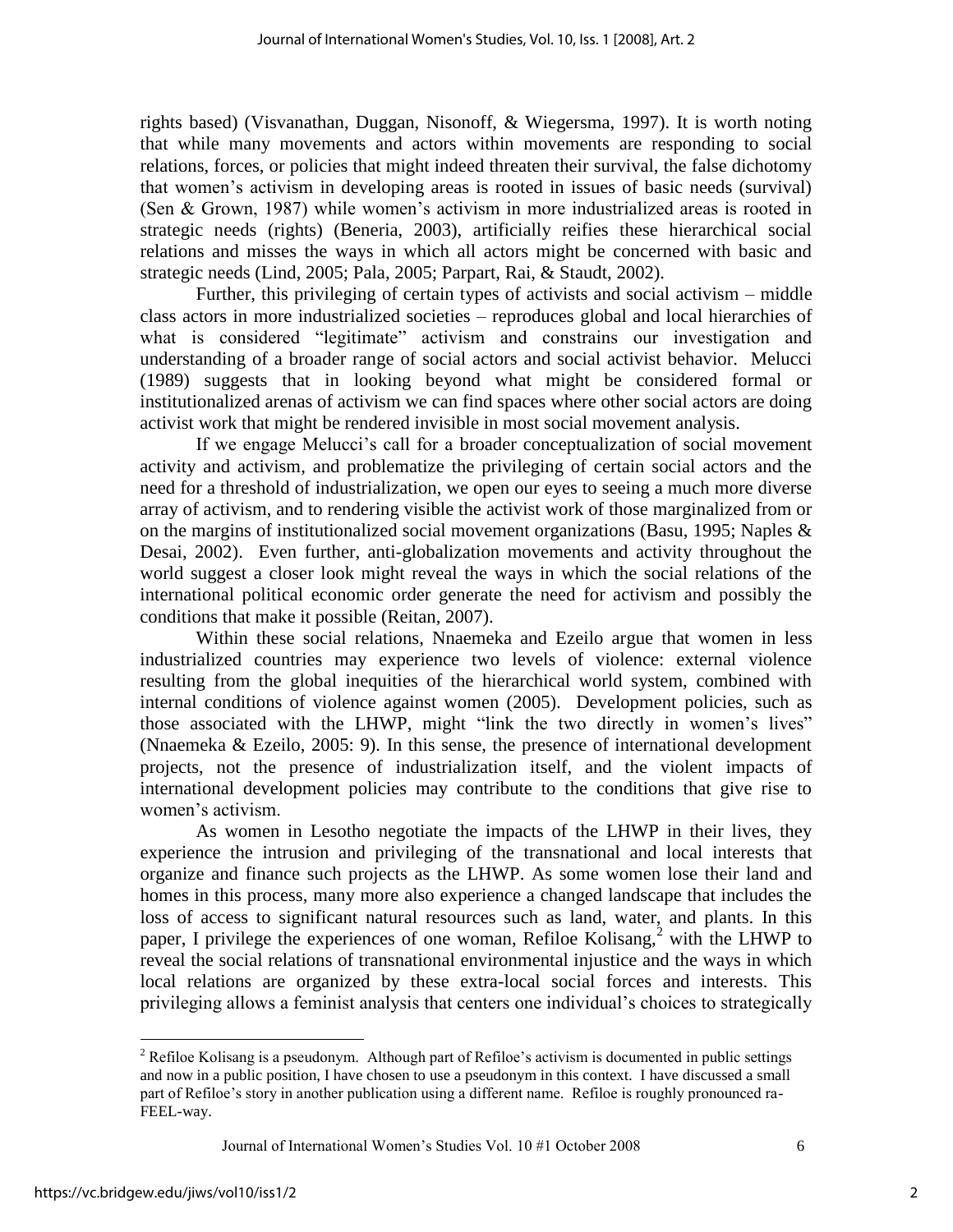rights based) (Visvanathan, Duggan, Nisonoff, & Wiegersma, 1997). It is worth noting that while many movements and actors within movements are responding to social relations, forces, or policies that might indeed threaten their survival, the false dichotomy that women's activism in developing areas is rooted in issues of basic needs (survival) (Sen & Grown, 1987) while women's activism in more industrialized areas is rooted in strategic needs (rights) (Beneria, 2003), artificially reifies these hierarchical social relations and misses the ways in which all actors might be concerned with basic and strategic needs (Lind, 2005; Pala, 2005; Parpart, Rai, & Staudt, 2002).

Further, this privileging of certain types of activists and social activism – middle class actors in more industrialized societies – reproduces global and local hierarchies of what is considered "legitimate" activism and constrains our investigation and understanding of a broader range of social actors and social activist behavior. Melucci (1989) suggests that in looking beyond what might be considered formal or institutionalized arenas of activism we can find spaces where other social actors are doing activist work that might be rendered invisible in most social movement analysis.

If we engage Melucci's call for a broader conceptualization of social movement activity and activism, and problematize the privileging of certain social actors and the need for a threshold of industrialization, we open our eyes to seeing a much more diverse array of activism, and to rendering visible the activist work of those marginalized from or on the margins of institutionalized social movement organizations (Basu, 1995; Naples & Desai, 2002). Even further, anti-globalization movements and activity throughout the world suggest a closer look might reveal the ways in which the social relations of the international political economic order generate the need for activism and possibly the conditions that make it possible (Reitan, 2007).

Within these social relations, Nnaemeka and Ezeilo argue that women in less industrialized countries may experience two levels of violence: external violence resulting from the global inequities of the hierarchical world system, combined with internal conditions of violence against women (2005). Development policies, such as those associated with the LHWP, might "link the two directly in women's lives" (Nnaemeka & Ezeilo, 2005: 9). In this sense, the presence of international development projects, not the presence of industrialization itself, and the violent impacts of international development policies may contribute to the conditions that give rise to women's activism.

As women in Lesotho negotiate the impacts of the LHWP in their lives, they experience the intrusion and privileging of the transnational and local interests that organize and finance such projects as the LHWP. As some women lose their land and homes in this process, many more also experience a changed landscape that includes the loss of access to significant natural resources such as land, water, and plants. In this paper, I privilege the experiences of one woman, Refiloe Kolisang,[2] with the LHWP to reveal the social relations of transnational environmental injustice and the ways in which local relations are organized by these extra-local social forces and interests. This privileging allows a feminist analysis that centers one individual's choices to strategically

[2] Refiloe Kolisang is a pseudonym. Although part of Refiloe's activism is documented in public settings and now in a public position, I have chosen to use a pseudonym in this context. I have discussed a small part of Refiloe's story in another publication using a different name. Refiloe is roughly pronounced ra-FEEL-way.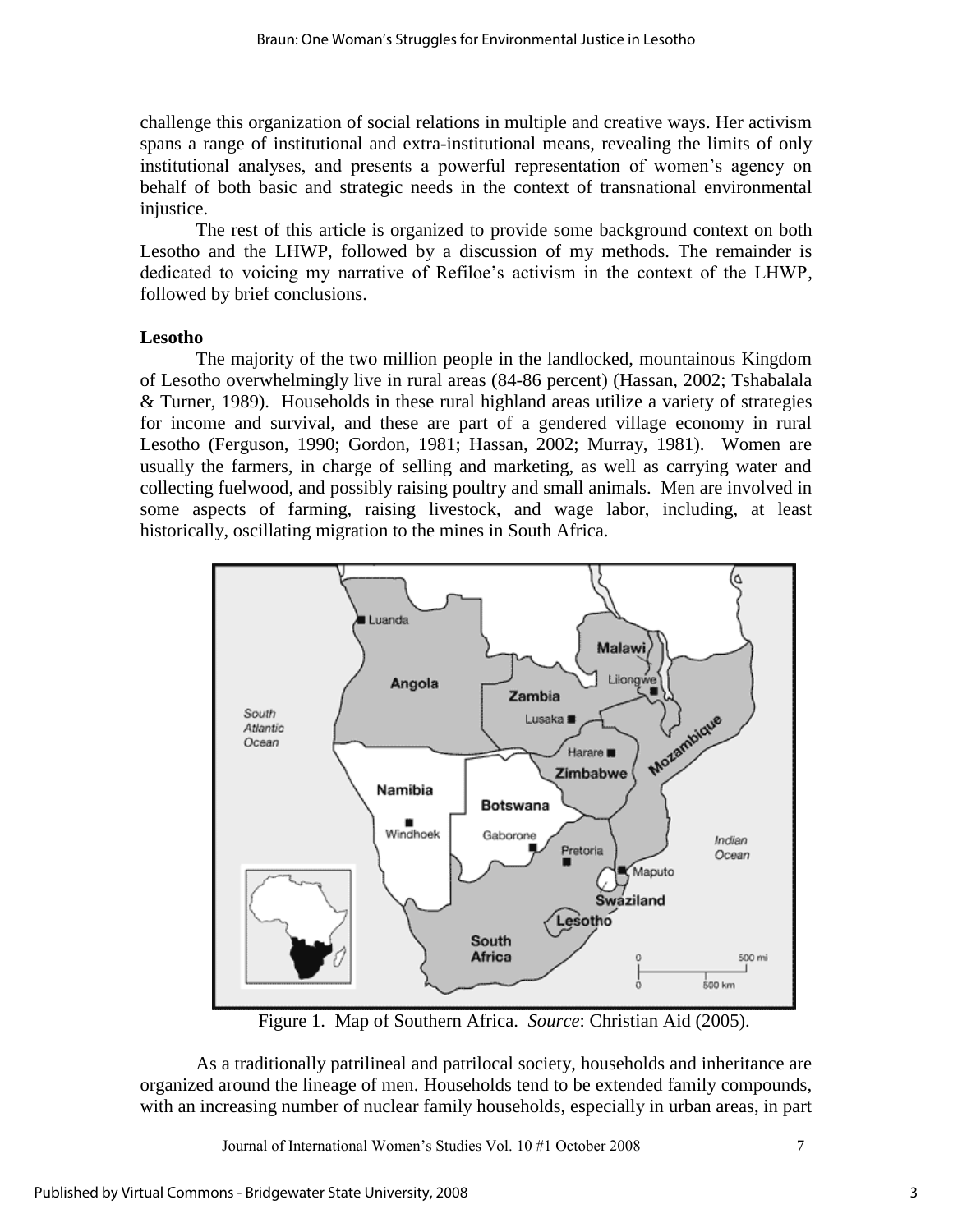challenge this organization of social relations in multiple and creative ways. Her activism spans a range of institutional and extra-institutional means, revealing the limits of only institutional analyses, and presents a powerful representation of women's agency on behalf of both basic and strategic needs in the context of transnational environmental injustice.

The rest of this article is organized to provide some background context on both Lesotho and the LHWP, followed by a discussion of my methods. The remainder is dedicated to voicing my narrative of Refiloe's activism in the context of the LHWP, followed by brief conclusions.

**Lesotho**

The majority of the two million people in the landlocked, mountainous Kingdom of Lesotho overwhelmingly live in rural areas (84-86 percent) (Hassan, 2002; Tshabalala & Turner, 1989). Households in these rural highland areas utilize a variety of strategies for income and survival, and these are part of a gendered village economy in rural Lesotho (Ferguson, 1990; Gordon, 1981; Hassan, 2002; Murray, 1981). Women are usually the farmers, in charge of selling and marketing, as well as carrying water and collecting fuelwood, and possibly raising poultry and small animals. Men are involved in some aspects of farming, raising livestock, and wage labor, including, at least historically, oscillating migration to the mines in South Africa.

Figure 1. Map of Southern Africa. *Source*: Christian Aid (2005).

As a traditionally patrilineal and patrilocal society, households and inheritance are organized around the lineage of men. Households tend to be extended family compounds, with an increasing number of nuclear family households, especially in urban areas, in part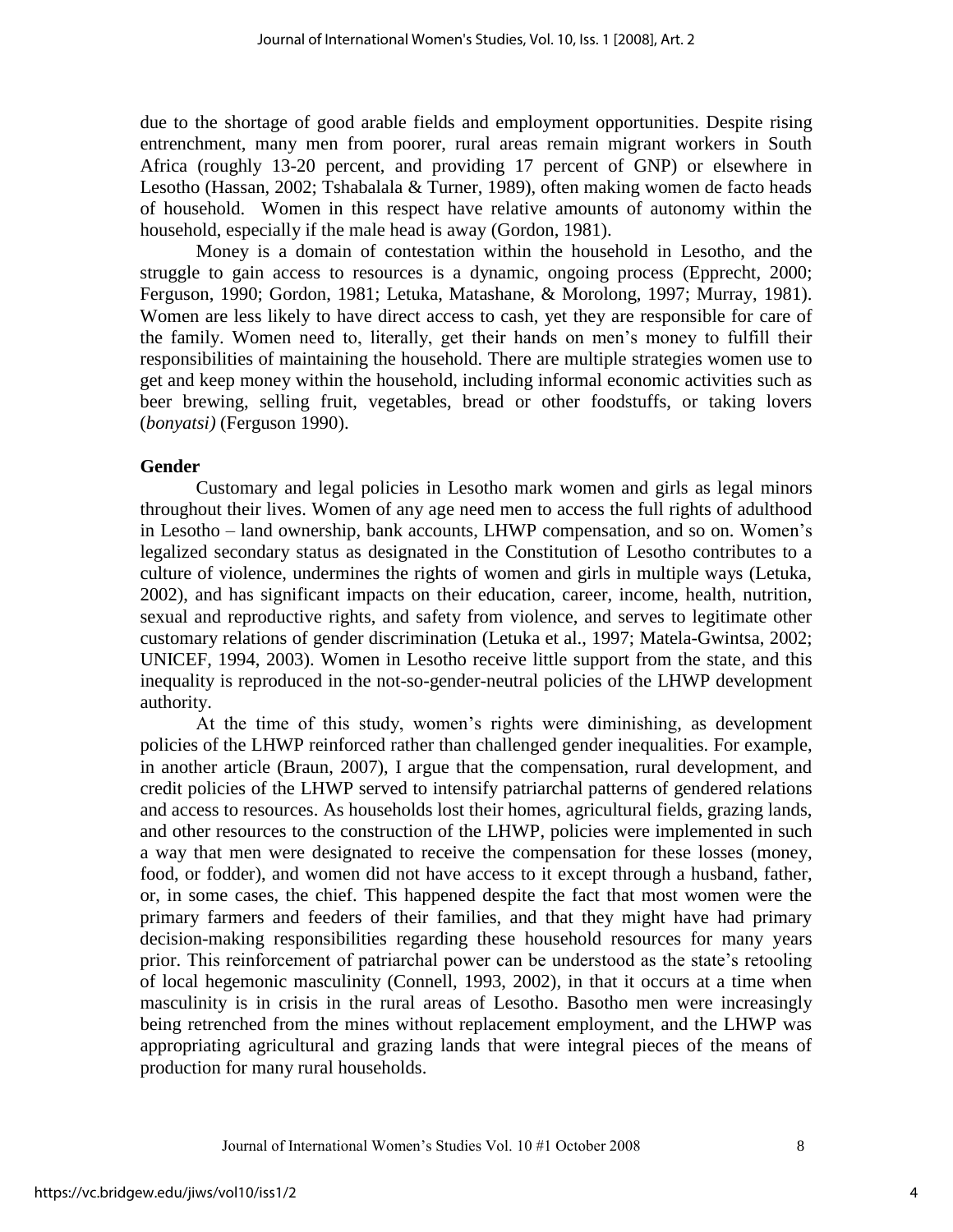due to the shortage of good arable fields and employment opportunities. Despite rising entrenchment, many men from poorer, rural areas remain migrant workers in South Africa (roughly 13-20 percent, and providing 17 percent of GNP) or elsewhere in Lesotho (Hassan, 2002; Tshabalala & Turner, 1989), often making women de facto heads of household. Women in this respect have relative amounts of autonomy within the household, especially if the male head is away (Gordon, 1981).

Money is a domain of contestation within the household in Lesotho, and the struggle to gain access to resources is a dynamic, ongoing process (Epprecht, 2000; Ferguson, 1990; Gordon, 1981; Letuka, Matashane, & Morolong, 1997; Murray, 1981). Women are less likely to have direct access to cash, yet they are responsible for care of the family. Women need to, literally, get their hands on men's money to fulfill their responsibilities of maintaining the household. There are multiple strategies women use to get and keep money within the household, including informal economic activities such as beer brewing, selling fruit, vegetables, bread or other foodstuffs, or taking lovers (*bonyatsi)* (Ferguson 1990).

**Gender**

Customary and legal policies in Lesotho mark women and girls as legal minors throughout their lives. Women of any age need men to access the full rights of adulthood in Lesotho – land ownership, bank accounts, LHWP compensation, and so on. Women's legalized secondary status as designated in the Constitution of Lesotho contributes to a culture of violence, undermines the rights of women and girls in multiple ways (Letuka, 2002), and has significant impacts on their education, career, income, health, nutrition, sexual and reproductive rights, and safety from violence, and serves to legitimate other customary relations of gender discrimination (Letuka et al., 1997; Matela-Gwintsa, 2002; UNICEF, 1994, 2003). Women in Lesotho receive little support from the state, and this inequality is reproduced in the not-so-gender-neutral policies of the LHWP development authority.

At the time of this study, women's rights were diminishing, as development policies of the LHWP reinforced rather than challenged gender inequalities. For example, in another article (Braun, 2007), I argue that the compensation, rural development, and credit policies of the LHWP served to intensify patriarchal patterns of gendered relations and access to resources. As households lost their homes, agricultural fields, grazing lands, and other resources to the construction of the LHWP, policies were implemented in such a way that men were designated to receive the compensation for these losses (money, food, or fodder), and women did not have access to it except through a husband, father, or, in some cases, the chief. This happened despite the fact that most women were the primary farmers and feeders of their families, and that they might have had primary decision-making responsibilities regarding these household resources for many years prior. This reinforcement of patriarchal power can be understood as the state's retooling of local hegemonic masculinity (Connell, 1993, 2002), in that it occurs at a time when masculinity is in crisis in the rural areas of Lesotho. Basotho men were increasingly being retrenched from the mines without replacement employment, and the LHWP was appropriating agricultural and grazing lands that were integral pieces of the means of production for many rural households.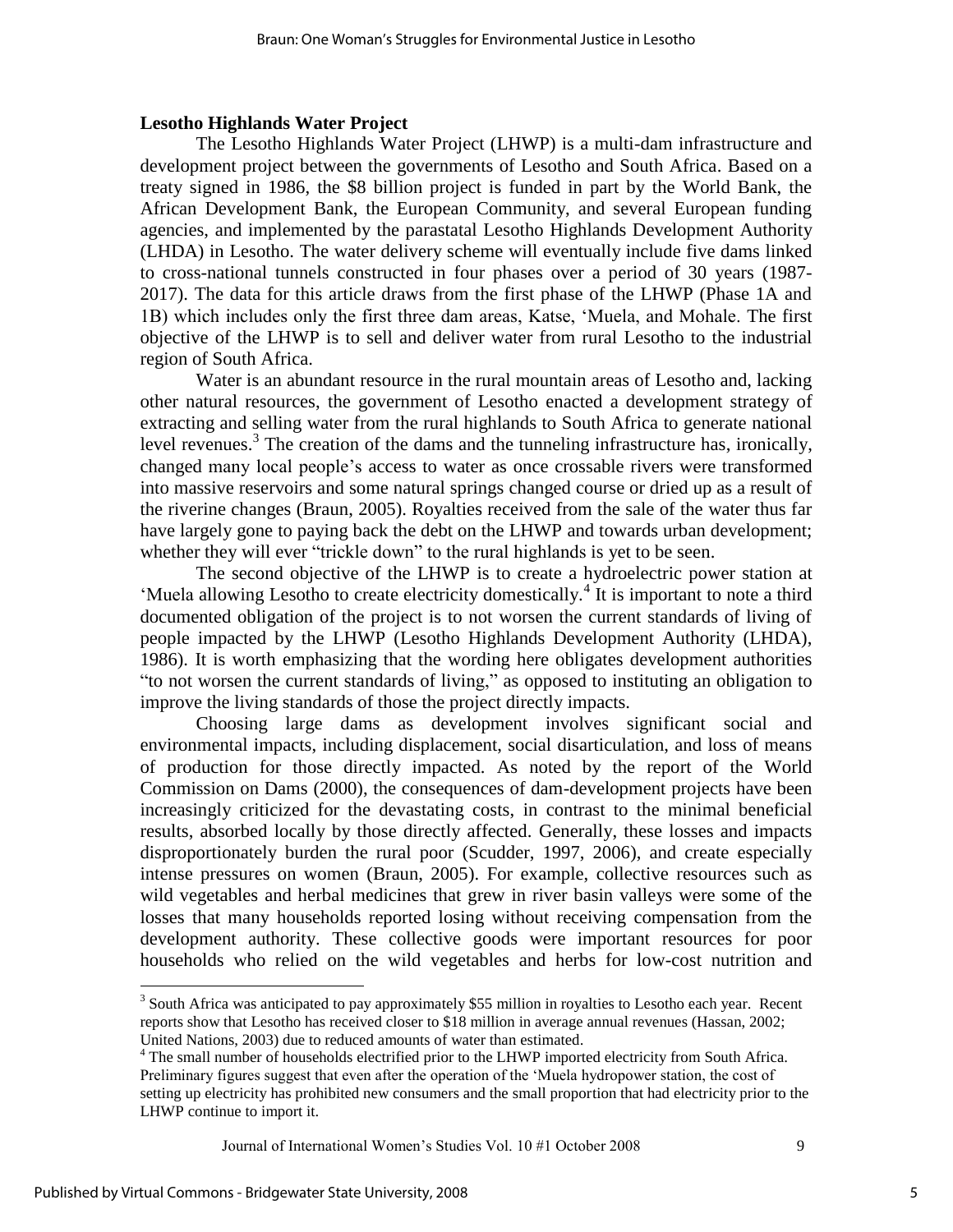## Lesotho Highlands Water Project

The Lesotho Highlands Water Project (LHWP) is a multi-dam infrastructure and development project between the governments of Lesotho and South Africa. Based on a treaty signed in 1986, the $8 billion project is funded in part by the World Bank, the African Development Bank, the European Community, and several European funding agencies, and implemented by the parastatal Lesotho Highlands Development Authority (LHDA) in Lesotho. The water delivery scheme will eventually include five dams linked to cross-national tunnels constructed in four phases over a period of 30 years (1987-2017). The data for this article draws from the first phase of the LHWP (Phase 1A and 1B) which includes only the first three dam areas, Katse, 'Muela, and Mohale. The first objective of the LHWP is to sell and deliver water from rural Lesotho to the industrial region of South Africa.

Water is an abundant resource in the rural mountain areas of Lesotho and, lacking other natural resources, the government of Lesotho enacted a development strategy of extracting and selling water from the rural highlands to South Africa to generate national level revenues.[3] The creation of the dams and the tunneling infrastructure has, ironically, changed many local people's access to water as once crossable rivers were transformed into massive reservoirs and some natural springs changed course or dried up as a result of the riverine changes (Braun, 2005). Royalties received from the sale of the water thus far have largely gone to paying back the debt on the LHWP and towards urban development; whether they will ever "trickle down" to the rural highlands is yet to be seen.

The second objective of the LHWP is to create a hydroelectric power station at 'Muela allowing Lesotho to create electricity domestically.[4] It is important to note a third documented obligation of the project is to not worsen the current standards of living of people impacted by the LHWP (Lesotho Highlands Development Authority (LHDA), 1986). It is worth emphasizing that the wording here obligates development authorities "to not worsen the current standards of living," as opposed to instituting an obligation to improve the living standards of those the project directly impacts.

Choosing large dams as development involves significant social and environmental impacts, including displacement, social disarticulation, and loss of means of production for those directly impacted. As noted by the report of the World Commission on Dams (2000), the consequences of dam-development projects have been increasingly criticized for the devastating costs, in contrast to the minimal beneficial results, absorbed locally by those directly affected. Generally, these losses and impacts disproportionately burden the rural poor (Scudder, 1997, 2006), and create especially intense pressures on women (Braun, 2005). For example, collective resources such as wild vegetables and herbal medicines that grew in river basin valleys were some of the losses that many households reported losing without receiving compensation from the development authority. These collective goods were important resources for poor households who relied on the wild vegetables and herbs for low-cost nutrition and

---

[3] South Africa was anticipated to pay approximately $55 million in royalties to Lesotho each year. Recent reports show that Lesotho has received closer to $18 million in average annual revenues (Hassan, 2002; United Nations, 2003) due to reduced amounts of water than estimated.

[4] The small number of households electrified prior to the LHWP imported electricity from South Africa. Preliminary figures suggest that even after the operation of the 'Muela hydropower station, the cost of setting up electricity has prohibited new consumers and the small proportion that had electricity prior to the LHWP continue to import it.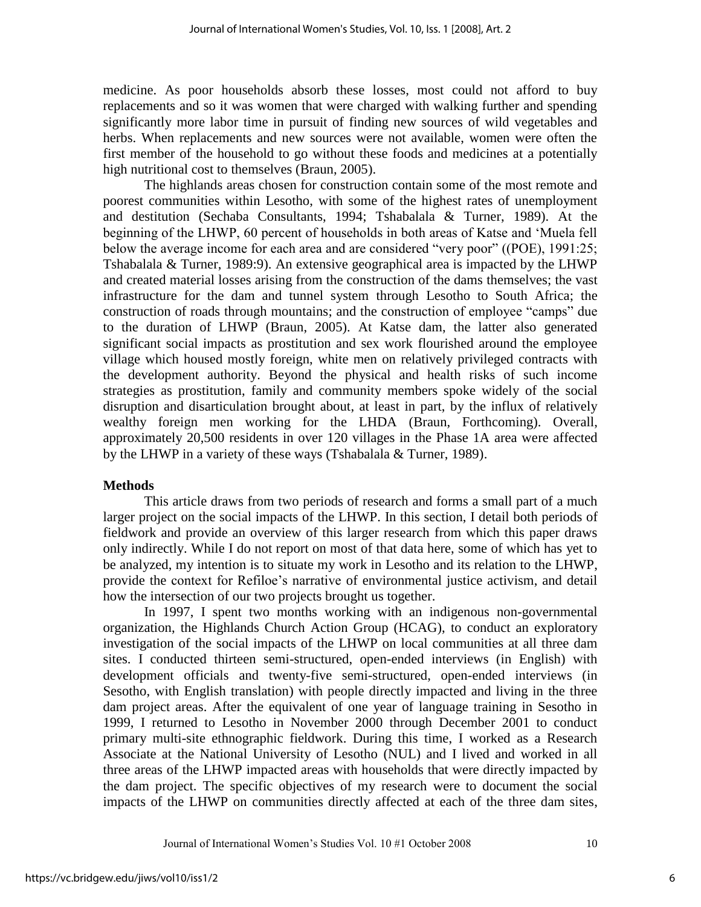medicine. As poor households absorb these losses, most could not afford to buy replacements and so it was women that were charged with walking further and spending significantly more labor time in pursuit of finding new sources of wild vegetables and herbs. When replacements and new sources were not available, women were often the first member of the household to go without these foods and medicines at a potentially high nutritional cost to themselves (Braun, 2005).

The highlands areas chosen for construction contain some of the most remote and poorest communities within Lesotho, with some of the highest rates of unemployment and destitution (Sechaba Consultants, 1994; Tshabalala & Turner, 1989). At the beginning of the LHWP, 60 percent of households in both areas of Katse and 'Muela fell below the average income for each area and are considered "very poor" ((POE), 1991:25; Tshabalala & Turner, 1989:9). An extensive geographical area is impacted by the LHWP and created material losses arising from the construction of the dams themselves; the vast infrastructure for the dam and tunnel system through Lesotho to South Africa; the construction of roads through mountains; and the construction of employee "camps" due to the duration of LHWP (Braun, 2005). At Katse dam, the latter also generated significant social impacts as prostitution and sex work flourished around the employee village which housed mostly foreign, white men on relatively privileged contracts with the development authority. Beyond the physical and health risks of such income strategies as prostitution, family and community members spoke widely of the social disruption and disarticulation brought about, at least in part, by the influx of relatively wealthy foreign men working for the LHDA (Braun, Forthcoming). Overall, approximately 20,500 residents in over 120 villages in the Phase 1A area were affected by the LHWP in a variety of these ways (Tshabalala & Turner, 1989).

## Methods

This article draws from two periods of research and forms a small part of a much larger project on the social impacts of the LHWP. In this section, I detail both periods of fieldwork and provide an overview of this larger research from which this paper draws only indirectly. While I do not report on most of that data here, some of which has yet to be analyzed, my intention is to situate my work in Lesotho and its relation to the LHWP, provide the context for Refiloe's narrative of environmental justice activism, and detail how the intersection of our two projects brought us together.

In 1997, I spent two months working with an indigenous non-governmental organization, the Highlands Church Action Group (HCAG), to conduct an exploratory investigation of the social impacts of the LHWP on local communities at all three dam sites. I conducted thirteen semi-structured, open-ended interviews (in English) with development officials and twenty-five semi-structured, open-ended interviews (in Sesotho, with English translation) with people directly impacted and living in the three dam project areas. After the equivalent of one year of language training in Sesotho in 1999, I returned to Lesotho in November 2000 through December 2001 to conduct primary multi-site ethnographic fieldwork. During this time, I worked as a Research Associate at the National University of Lesotho (NUL) and I lived and worked in all three areas of the LHWP impacted areas with households that were directly impacted by the dam project. The specific objectives of my research were to document the social impacts of the LHWP on communities directly affected at each of the three dam sites,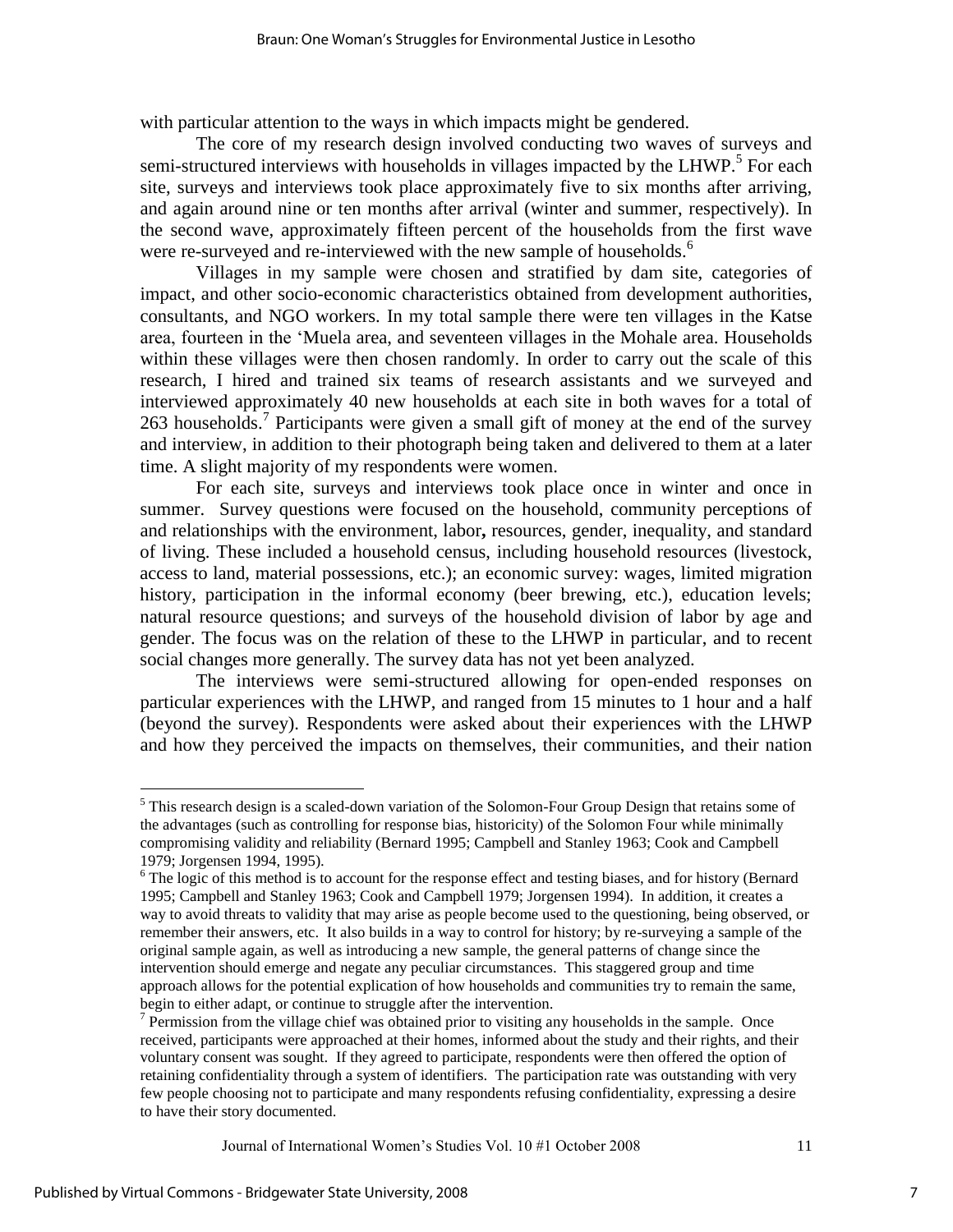with particular attention to the ways in which impacts might be gendered.

The core of my research design involved conducting two waves of surveys and semi-structured interviews with households in villages impacted by the LHWP.[5] For each site, surveys and interviews took place approximately five to six months after arriving, and again around nine or ten months after arrival (winter and summer, respectively). In the second wave, approximately fifteen percent of the households from the first wave were re-surveyed and re-interviewed with the new sample of households.[6]

Villages in my sample were chosen and stratified by dam site, categories of impact, and other socio-economic characteristics obtained from development authorities, consultants, and NGO workers. In my total sample there were ten villages in the Katse area, fourteen in the 'Muela area, and seventeen villages in the Mohale area. Households within these villages were then chosen randomly. In order to carry out the scale of this research, I hired and trained six teams of research assistants and we surveyed and interviewed approximately 40 new households at each site in both waves for a total of 263 households.[7] Participants were given a small gift of money at the end of the survey and interview, in addition to their photograph being taken and delivered to them at a later time. A slight majority of my respondents were women.

For each site, surveys and interviews took place once in winter and once in summer. Survey questions were focused on the household, community perceptions of and relationships with the environment, labor**,** resources, gender, inequality, and standard of living. These included a household census, including household resources (livestock, access to land, material possessions, etc.); an economic survey: wages, limited migration history, participation in the informal economy (beer brewing, etc.), education levels; natural resource questions; and surveys of the household division of labor by age and gender. The focus was on the relation of these to the LHWP in particular, and to recent social changes more generally. The survey data has not yet been analyzed.

The interviews were semi-structured allowing for open-ended responses on particular experiences with the LHWP, and ranged from 15 minutes to 1 hour and a half (beyond the survey). Respondents were asked about their experiences with the LHWP and how they perceived the impacts on themselves, their communities, and their nation

---

[5] This research design is a scaled-down variation of the Solomon-Four Group Design that retains some of the advantages (such as controlling for response bias, historicity) of the Solomon Four while minimally compromising validity and reliability (Bernard 1995; Campbell and Stanley 1963; Cook and Campbell 1979; Jorgensen 1994, 1995).

[6] The logic of this method is to account for the response effect and testing biases, and for history (Bernard 1995; Campbell and Stanley 1963; Cook and Campbell 1979; Jorgensen 1994). In addition, it creates a way to avoid threats to validity that may arise as people become used to the questioning, being observed, or remember their answers, etc. It also builds in a way to control for history; by re-surveying a sample of the original sample again, as well as introducing a new sample, the general patterns of change since the intervention should emerge and negate any peculiar circumstances. This staggered group and time approach allows for the potential explication of how households and communities try to remain the same, begin to either adapt, or continue to struggle after the intervention.

[7] Permission from the village chief was obtained prior to visiting any households in the sample. Once received, participants were approached at their homes, informed about the study and their rights, and their voluntary consent was sought. If they agreed to participate, respondents were then offered the option of retaining confidentiality through a system of identifiers. The participation rate was outstanding with very few people choosing not to participate and many respondents refusing confidentiality, expressing a desire to have their story documented.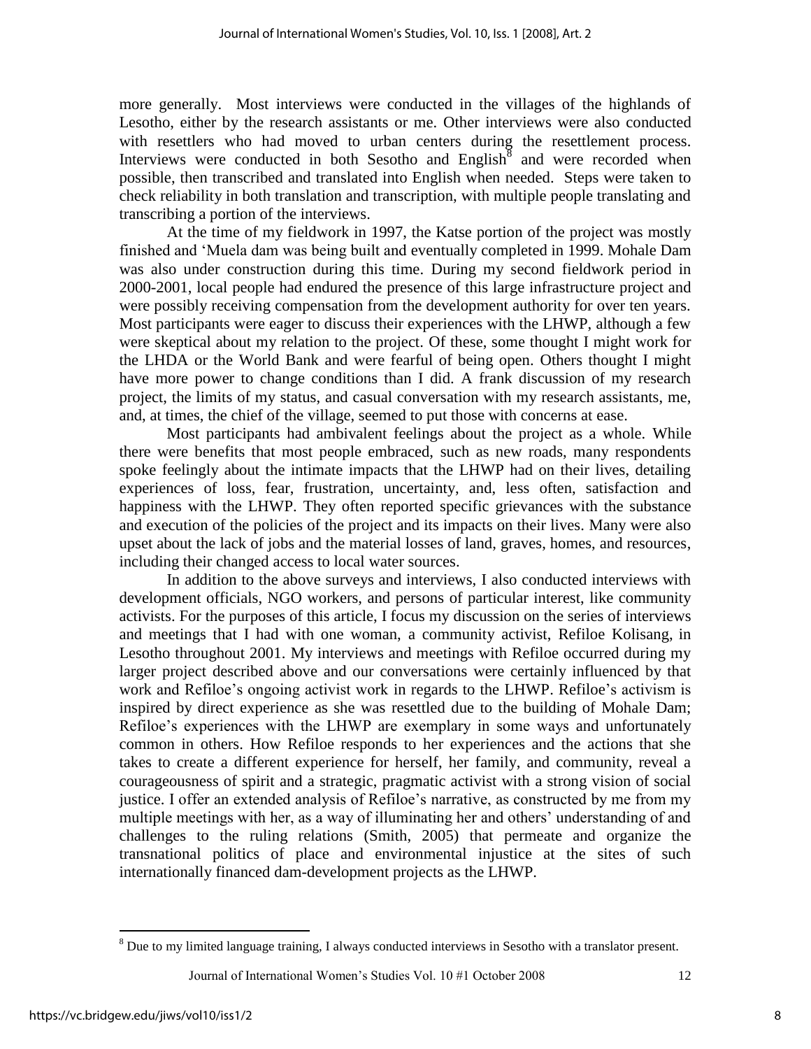more generally. Most interviews were conducted in the villages of the highlands of Lesotho, either by the research assistants or me. Other interviews were also conducted with resettlers who had moved to urban centers during the resettlement process. Interviews were conducted in both Sesotho and English[8] and were recorded when possible, then transcribed and translated into English when needed. Steps were taken to check reliability in both translation and transcription, with multiple people translating and transcribing a portion of the interviews.

At the time of my fieldwork in 1997, the Katse portion of the project was mostly finished and 'Muela dam was being built and eventually completed in 1999. Mohale Dam was also under construction during this time. During my second fieldwork period in 2000-2001, local people had endured the presence of this large infrastructure project and were possibly receiving compensation from the development authority for over ten years. Most participants were eager to discuss their experiences with the LHWP, although a few were skeptical about my relation to the project. Of these, some thought I might work for the LHDA or the World Bank and were fearful of being open. Others thought I might have more power to change conditions than I did. A frank discussion of my research project, the limits of my status, and casual conversation with my research assistants, me, and, at times, the chief of the village, seemed to put those with concerns at ease.

Most participants had ambivalent feelings about the project as a whole. While there were benefits that most people embraced, such as new roads, many respondents spoke feelingly about the intimate impacts that the LHWP had on their lives, detailing experiences of loss, fear, frustration, uncertainty, and, less often, satisfaction and happiness with the LHWP. They often reported specific grievances with the substance and execution of the policies of the project and its impacts on their lives. Many were also upset about the lack of jobs and the material losses of land, graves, homes, and resources, including their changed access to local water sources.

In addition to the above surveys and interviews, I also conducted interviews with development officials, NGO workers, and persons of particular interest, like community activists. For the purposes of this article, I focus my discussion on the series of interviews and meetings that I had with one woman, a community activist, Refiloe Kolisang, in Lesotho throughout 2001. My interviews and meetings with Refiloe occurred during my larger project described above and our conversations were certainly influenced by that work and Refiloe's ongoing activist work in regards to the LHWP. Refiloe's activism is inspired by direct experience as she was resettled due to the building of Mohale Dam; Refiloe's experiences with the LHWP are exemplary in some ways and unfortunately common in others. How Refiloe responds to her experiences and the actions that she takes to create a different experience for herself, her family, and community, reveal a courageousness of spirit and a strategic, pragmatic activist with a strong vision of social justice. I offer an extended analysis of Refiloe's narrative, as constructed by me from my multiple meetings with her, as a way of illuminating her and others' understanding of and challenges to the ruling relations (Smith, 2005) that permeate and organize the transnational politics of place and environmental injustice at the sites of such internationally financed dam-development projects as the LHWP.

---

[8] Due to my limited language training, I always conducted interviews in Sesotho with a translator present.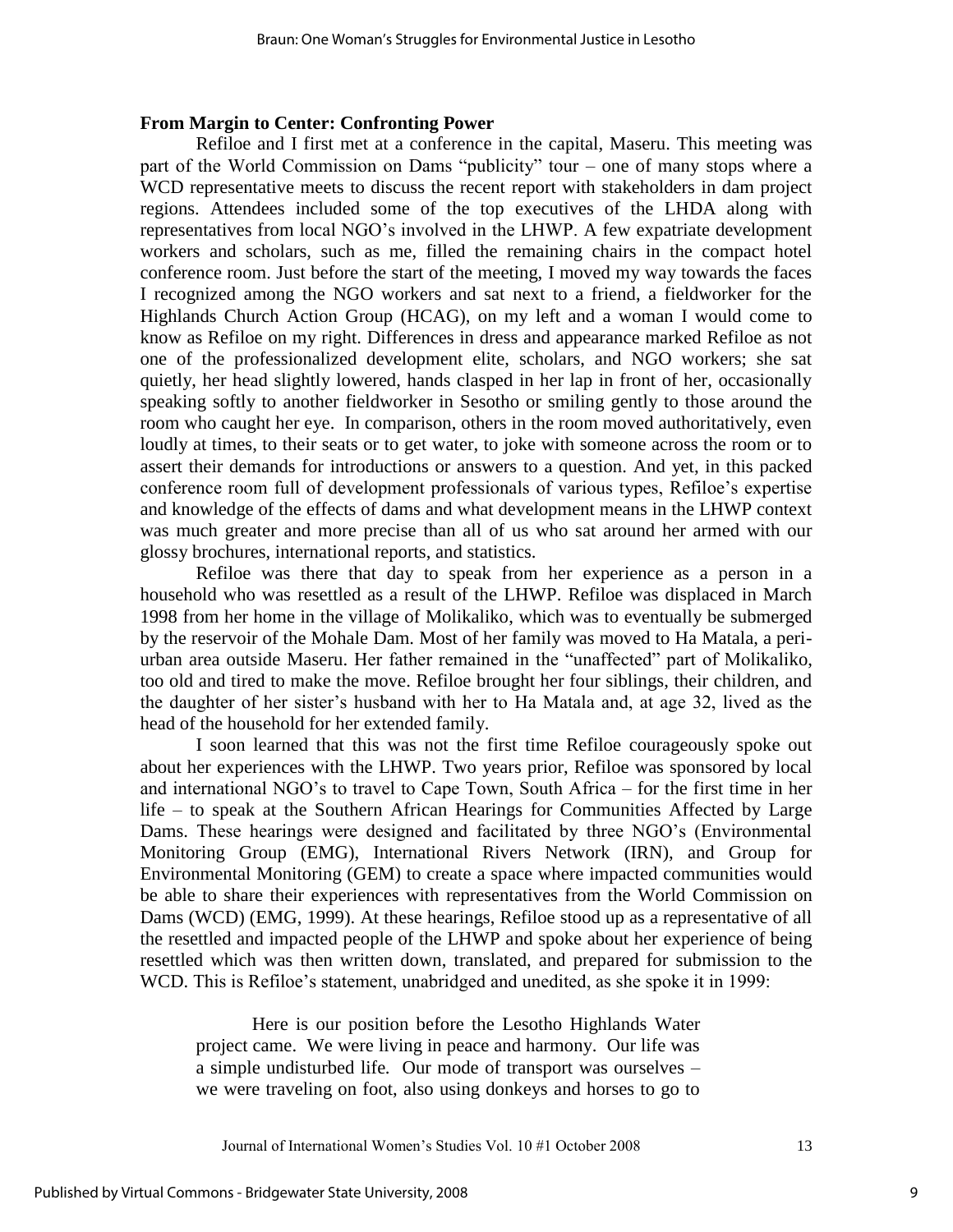### From Margin to Center: Confronting Power

Refiloe and I first met at a conference in the capital, Maseru. This meeting was part of the World Commission on Dams "publicity" tour – one of many stops where a WCD representative meets to discuss the recent report with stakeholders in dam project regions. Attendees included some of the top executives of the LHDA along with representatives from local NGO's involved in the LHWP. A few expatriate development workers and scholars, such as me, filled the remaining chairs in the compact hotel conference room. Just before the start of the meeting, I moved my way towards the faces I recognized among the NGO workers and sat next to a friend, a fieldworker for the Highlands Church Action Group (HCAG), on my left and a woman I would come to know as Refiloe on my right. Differences in dress and appearance marked Refiloe as not one of the professionalized development elite, scholars, and NGO workers; she sat quietly, her head slightly lowered, hands clasped in her lap in front of her, occasionally speaking softly to another fieldworker in Sesotho or smiling gently to those around the room who caught her eye. In comparison, others in the room moved authoritatively, even loudly at times, to their seats or to get water, to joke with someone across the room or to assert their demands for introductions or answers to a question. And yet, in this packed conference room full of development professionals of various types, Refiloe's expertise and knowledge of the effects of dams and what development means in the LHWP context was much greater and more precise than all of us who sat around her armed with our glossy brochures, international reports, and statistics.

Refiloe was there that day to speak from her experience as a person in a household who was resettled as a result of the LHWP. Refiloe was displaced in March 1998 from her home in the village of Molikaliko, which was to eventually be submerged by the reservoir of the Mohale Dam. Most of her family was moved to Ha Matala, a peri-urban area outside Maseru. Her father remained in the "unaffected" part of Molikaliko, too old and tired to make the move. Refiloe brought her four siblings, their children, and the daughter of her sister's husband with her to Ha Matala and, at age 32, lived as the head of the household for her extended family.

I soon learned that this was not the first time Refiloe courageously spoke out about her experiences with the LHWP. Two years prior, Refiloe was sponsored by local and international NGO's to travel to Cape Town, South Africa – for the first time in her life – to speak at the Southern African Hearings for Communities Affected by Large Dams. These hearings were designed and facilitated by three NGO's (Environmental Monitoring Group (EMG), International Rivers Network (IRN), and Group for Environmental Monitoring (GEM) to create a space where impacted communities would be able to share their experiences with representatives from the World Commission on Dams (WCD) (EMG, 1999). At these hearings, Refiloe stood up as a representative of all the resettled and impacted people of the LHWP and spoke about her experience of being resettled which was then written down, translated, and prepared for submission to the WCD. This is Refiloe's statement, unabridged and unedited, as she spoke it in 1999:

> Here is our position before the Lesotho Highlands Water project came. We were living in peace and harmony. Our life was a simple undisturbed life. Our mode of transport was ourselves – we were traveling on foot, also using donkeys and horses to go to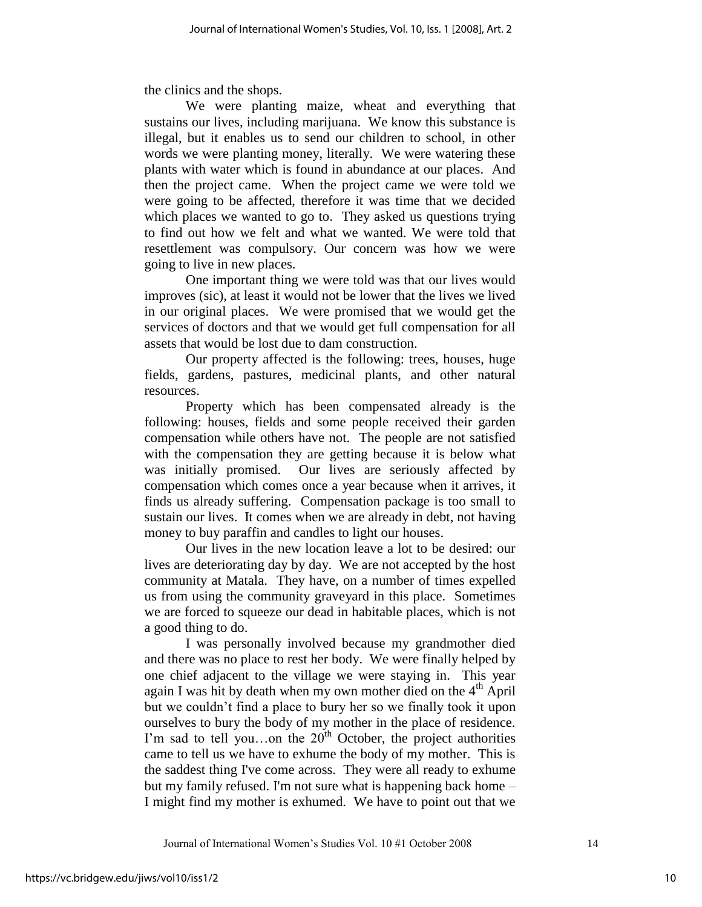the clinics and the shops.

We were planting maize, wheat and everything that sustains our lives, including marijuana. We know this substance is illegal, but it enables us to send our children to school, in other words we were planting money, literally. We were watering these plants with water which is found in abundance at our places. And then the project came. When the project came we were told we were going to be affected, therefore it was time that we decided which places we wanted to go to. They asked us questions trying to find out how we felt and what we wanted. We were told that resettlement was compulsory. Our concern was how we were going to live in new places.

One important thing we were told was that our lives would improves (sic), at least it would not be lower that the lives we lived in our original places. We were promised that we would get the services of doctors and that we would get full compensation for all assets that would be lost due to dam construction.

Our property affected is the following: trees, houses, huge fields, gardens, pastures, medicinal plants, and other natural resources.

Property which has been compensated already is the following: houses, fields and some people received their garden compensation while others have not. The people are not satisfied with the compensation they are getting because it is below what was initially promised. Our lives are seriously affected by compensation which comes once a year because when it arrives, it finds us already suffering. Compensation package is too small to sustain our lives. It comes when we are already in debt, not having money to buy paraffin and candles to light our houses.

Our lives in the new location leave a lot to be desired: our lives are deteriorating day by day. We are not accepted by the host community at Matala. They have, on a number of times expelled us from using the community graveyard in this place. Sometimes we are forced to squeeze our dead in habitable places, which is not a good thing to do.

I was personally involved because my grandmother died and there was no place to rest her body. We were finally helped by one chief adjacent to the village we were staying in. This year again I was hit by death when my own mother died on the 4th April but we couldn't find a place to bury her so we finally took it upon ourselves to bury the body of my mother in the place of residence. I'm sad to tell you…on the 20th October, the project authorities came to tell us we have to exhume the body of my mother. This is the saddest thing I've come across. They were all ready to exhume but my family refused. I'm not sure what is happening back home – I might find my mother is exhumed. We have to point out that we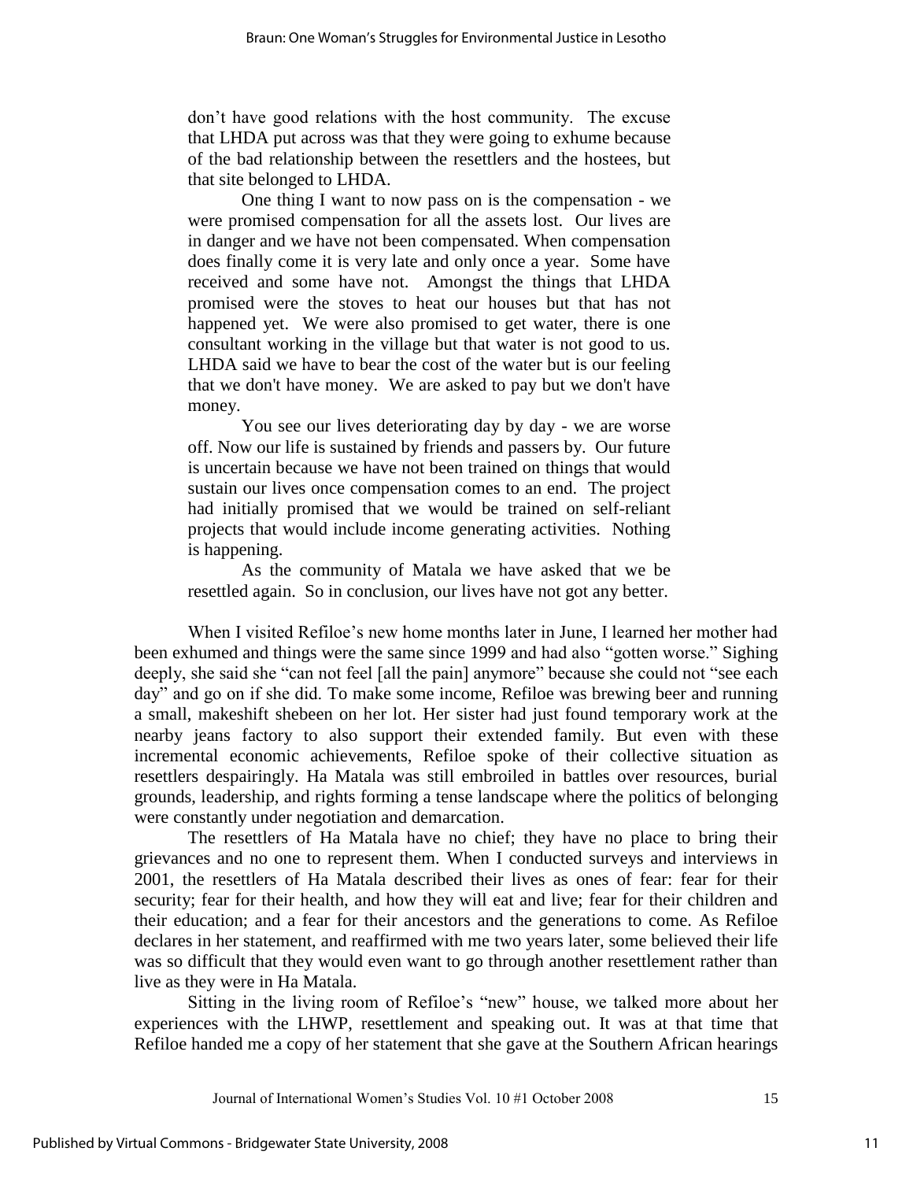don't have good relations with the host community. The excuse that LHDA put across was that they were going to exhume because of the bad relationship between the resettlers and the hostees, but that site belonged to LHDA.

> One thing I want to now pass on is the compensation - we were promised compensation for all the assets lost. Our lives are in danger and we have not been compensated. When compensation does finally come it is very late and only once a year. Some have received and some have not. Amongst the things that LHDA promised were the stoves to heat our houses but that has not happened yet. We were also promised to get water, there is one consultant working in the village but that water is not good to us. LHDA said we have to bear the cost of the water but is our feeling that we don't have money. We are asked to pay but we don't have money.
>
> You see our lives deteriorating day by day - we are worse off. Now our life is sustained by friends and passers by. Our future is uncertain because we have not been trained on things that would sustain our lives once compensation comes to an end. The project had initially promised that we would be trained on self-reliant projects that would include income generating activities. Nothing is happening.
>
> As the community of Matala we have asked that we be resettled again. So in conclusion, our lives have not got any better.

When I visited Refiloe's new home months later in June, I learned her mother had been exhumed and things were the same since 1999 and had also "gotten worse." Sighing deeply, she said she "can not feel [all the pain] anymore" because she could not "see each day" and go on if she did. To make some income, Refiloe was brewing beer and running a small, makeshift shebeen on her lot. Her sister had just found temporary work at the nearby jeans factory to also support their extended family. But even with these incremental economic achievements, Refiloe spoke of their collective situation as resettlers despairingly. Ha Matala was still embroiled in battles over resources, burial grounds, leadership, and rights forming a tense landscape where the politics of belonging were constantly under negotiation and demarcation.

The resettlers of Ha Matala have no chief; they have no place to bring their grievances and no one to represent them. When I conducted surveys and interviews in 2001, the resettlers of Ha Matala described their lives as ones of fear: fear for their security; fear for their health, and how they will eat and live; fear for their children and their education; and a fear for their ancestors and the generations to come. As Refiloe declares in her statement, and reaffirmed with me two years later, some believed their life was so difficult that they would even want to go through another resettlement rather than live as they were in Ha Matala.

Sitting in the living room of Refiloe's "new" house, we talked more about her experiences with the LHWP, resettlement and speaking out. It was at that time that Refiloe handed me a copy of her statement that she gave at the Southern African hearings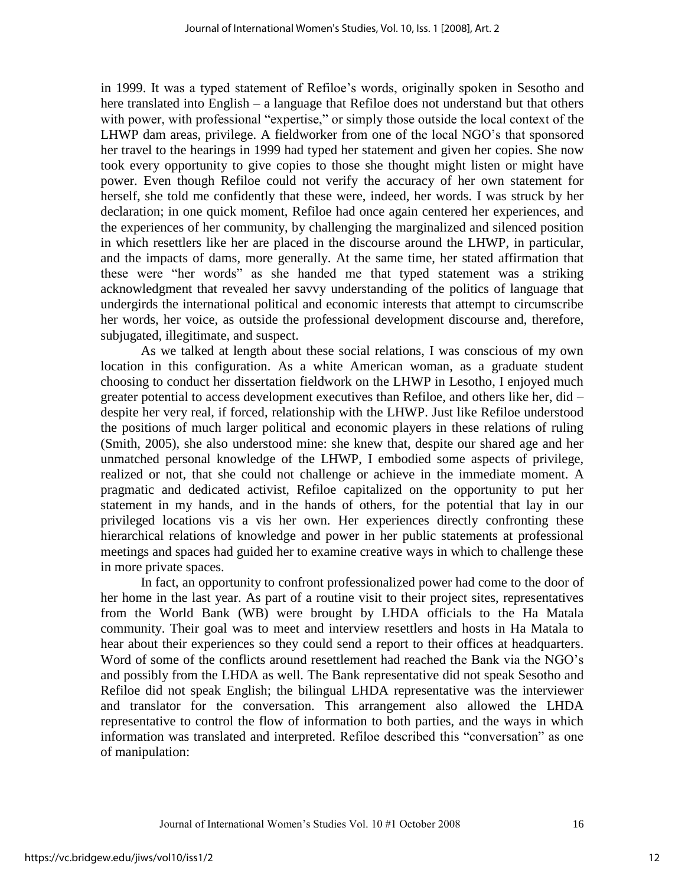in 1999. It was a typed statement of Refiloe's words, originally spoken in Sesotho and here translated into English – a language that Refiloe does not understand but that others with power, with professional "expertise," or simply those outside the local context of the LHWP dam areas, privilege. A fieldworker from one of the local NGO's that sponsored her travel to the hearings in 1999 had typed her statement and given her copies. She now took every opportunity to give copies to those she thought might listen or might have power. Even though Refiloe could not verify the accuracy of her own statement for herself, she told me confidently that these were, indeed, her words. I was struck by her declaration; in one quick moment, Refiloe had once again centered her experiences, and the experiences of her community, by challenging the marginalized and silenced position in which resettlers like her are placed in the discourse around the LHWP, in particular, and the impacts of dams, more generally. At the same time, her stated affirmation that these were "her words" as she handed me that typed statement was a striking acknowledgment that revealed her savvy understanding of the politics of language that undergirds the international political and economic interests that attempt to circumscribe her words, her voice, as outside the professional development discourse and, therefore, subjugated, illegitimate, and suspect.

As we talked at length about these social relations, I was conscious of my own location in this configuration. As a white American woman, as a graduate student choosing to conduct her dissertation fieldwork on the LHWP in Lesotho, I enjoyed much greater potential to access development executives than Refiloe, and others like her, did – despite her very real, if forced, relationship with the LHWP. Just like Refiloe understood the positions of much larger political and economic players in these relations of ruling (Smith, 2005), she also understood mine: she knew that, despite our shared age and her unmatched personal knowledge of the LHWP, I embodied some aspects of privilege, realized or not, that she could not challenge or achieve in the immediate moment. A pragmatic and dedicated activist, Refiloe capitalized on the opportunity to put her statement in my hands, and in the hands of others, for the potential that lay in our privileged locations vis a vis her own. Her experiences directly confronting these hierarchical relations of knowledge and power in her public statements at professional meetings and spaces had guided her to examine creative ways in which to challenge these in more private spaces.

In fact, an opportunity to confront professionalized power had come to the door of her home in the last year. As part of a routine visit to their project sites, representatives from the World Bank (WB) were brought by LHDA officials to the Ha Matala community. Their goal was to meet and interview resettlers and hosts in Ha Matala to hear about their experiences so they could send a report to their offices at headquarters. Word of some of the conflicts around resettlement had reached the Bank via the NGO's and possibly from the LHDA as well. The Bank representative did not speak Sesotho and Refiloe did not speak English; the bilingual LHDA representative was the interviewer and translator for the conversation. This arrangement also allowed the LHDA representative to control the flow of information to both parties, and the ways in which information was translated and interpreted. Refiloe described this "conversation" as one of manipulation: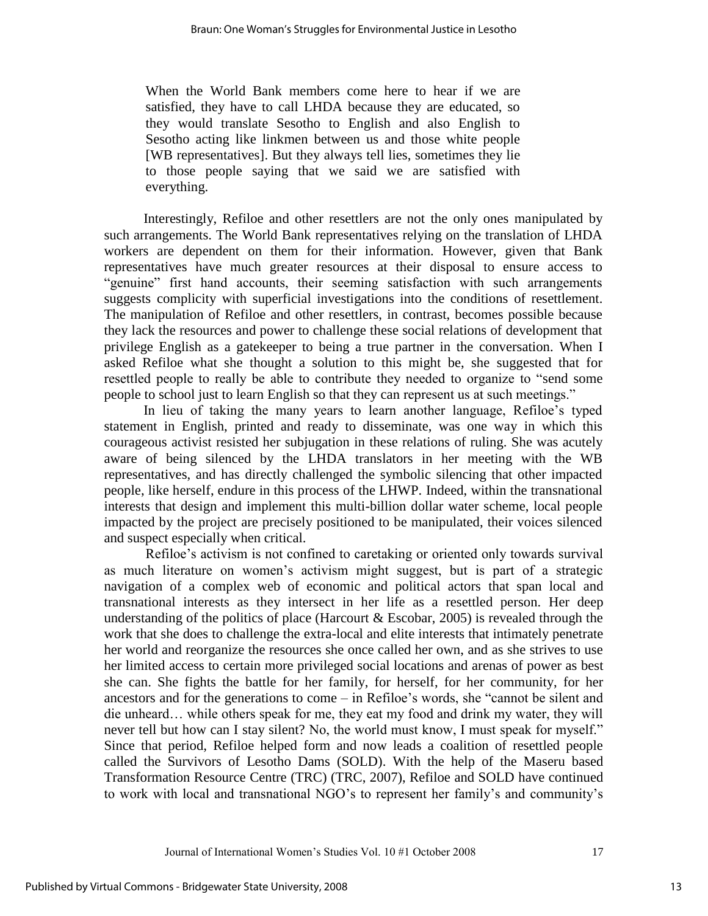> When the World Bank members come here to hear if we are satisfied, they have to call LHDA because they are educated, so they would translate Sesotho to English and also English to Sesotho acting like linkmen between us and those white people [WB representatives]. But they always tell lies, sometimes they lie to those people saying that we said we are satisfied with everything.

Interestingly, Refiloe and other resettlers are not the only ones manipulated by such arrangements. The World Bank representatives relying on the translation of LHDA workers are dependent on them for their information. However, given that Bank representatives have much greater resources at their disposal to ensure access to "genuine" first hand accounts, their seeming satisfaction with such arrangements suggests complicity with superficial investigations into the conditions of resettlement. The manipulation of Refiloe and other resettlers, in contrast, becomes possible because they lack the resources and power to challenge these social relations of development that privilege English as a gatekeeper to being a true partner in the conversation. When I asked Refiloe what she thought a solution to this might be, she suggested that for resettled people to really be able to contribute they needed to organize to "send some people to school just to learn English so that they can represent us at such meetings."

In lieu of taking the many years to learn another language, Refiloe's typed statement in English, printed and ready to disseminate, was one way in which this courageous activist resisted her subjugation in these relations of ruling. She was acutely aware of being silenced by the LHDA translators in her meeting with the WB representatives, and has directly challenged the symbolic silencing that other impacted people, like herself, endure in this process of the LHWP. Indeed, within the transnational interests that design and implement this multi-billion dollar water scheme, local people impacted by the project are precisely positioned to be manipulated, their voices silenced and suspect especially when critical.

Refiloe's activism is not confined to caretaking or oriented only towards survival as much literature on women's activism might suggest, but is part of a strategic navigation of a complex web of economic and political actors that span local and transnational interests as they intersect in her life as a resettled person. Her deep understanding of the politics of place (Harcourt & Escobar, 2005) is revealed through the work that she does to challenge the extra-local and elite interests that intimately penetrate her world and reorganize the resources she once called her own, and as she strives to use her limited access to certain more privileged social locations and arenas of power as best she can. She fights the battle for her family, for herself, for her community, for her ancestors and for the generations to come – in Refiloe's words, she "cannot be silent and die unheard… while others speak for me, they eat my food and drink my water, they will never tell but how can I stay silent? No, the world must know, I must speak for myself." Since that period, Refiloe helped form and now leads a coalition of resettled people called the Survivors of Lesotho Dams (SOLD). With the help of the Maseru based Transformation Resource Centre (TRC) (TRC, 2007), Refiloe and SOLD have continued to work with local and transnational NGO's to represent her family's and community's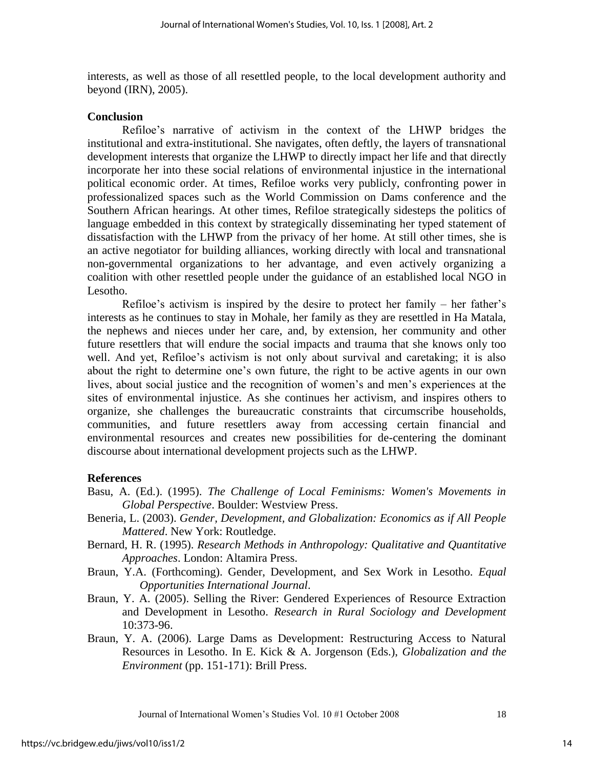interests, as well as those of all resettled people, to the local development authority and beyond (IRN), 2005).

## Conclusion

Refiloe's narrative of activism in the context of the LHWP bridges the institutional and extra-institutional. She navigates, often deftly, the layers of transnational development interests that organize the LHWP to directly impact her life and that directly incorporate her into these social relations of environmental injustice in the international political economic order. At times, Refiloe works very publicly, confronting power in professionalized spaces such as the World Commission on Dams conference and the Southern African hearings. At other times, Refiloe strategically sidesteps the politics of language embedded in this context by strategically disseminating her typed statement of dissatisfaction with the LHWP from the privacy of her home. At still other times, she is an active negotiator for building alliances, working directly with local and transnational non-governmental organizations to her advantage, and even actively organizing a coalition with other resettled people under the guidance of an established local NGO in Lesotho.

Refiloe's activism is inspired by the desire to protect her family – her father's interests as he continues to stay in Mohale, her family as they are resettled in Ha Matala, the nephews and nieces under her care, and, by extension, her community and other future resettlers that will endure the social impacts and trauma that she knows only too well. And yet, Refiloe's activism is not only about survival and caretaking; it is also about the right to determine one's own future, the right to be active agents in our own lives, about social justice and the recognition of women's and men's experiences at the sites of environmental injustice. As she continues her activism, and inspires others to organize, she challenges the bureaucratic constraints that circumscribe households, communities, and future resettlers away from accessing certain financial and environmental resources and creates new possibilities for de-centering the dominant discourse about international development projects such as the LHWP.

## References

Basu, A. (Ed.). (1995). *The Challenge of Local Feminisms: Women's Movements in Global Perspective*. Boulder: Westview Press.

Beneria, L. (2003). *Gender, Development, and Globalization: Economics as if All People Mattered*. New York: Routledge.

Bernard, H. R. (1995). *Research Methods in Anthropology: Qualitative and Quantitative Approaches*. London: Altamira Press.

Braun, Y.A. (Forthcoming). Gender, Development, and Sex Work in Lesotho. *Equal Opportunities International Journal*.

Braun, Y. A. (2005). Selling the River: Gendered Experiences of Resource Extraction and Development in Lesotho. *Research in Rural Sociology and Development* 10:373-96.

Braun, Y. A. (2006). Large Dams as Development: Restructuring Access to Natural Resources in Lesotho. In E. Kick & A. Jorgenson (Eds.), *Globalization and the Environment* (pp. 151-171): Brill Press.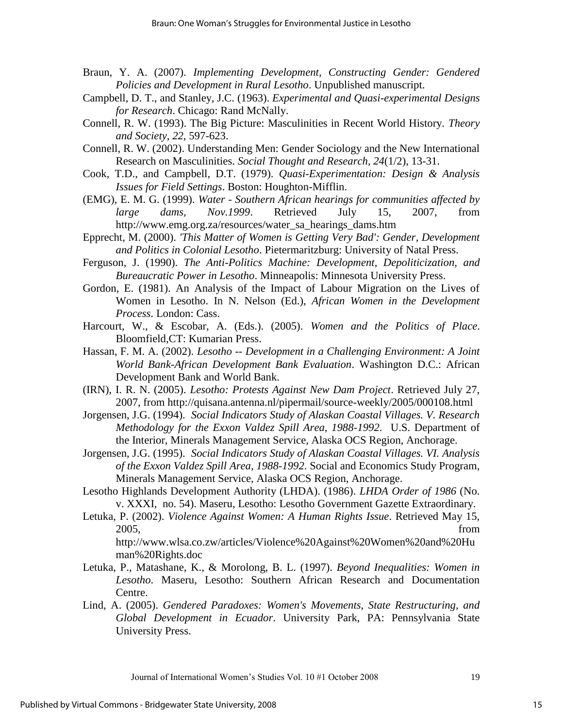Braun, Y. A. (2007). *Implementing Development, Constructing Gender: Gendered Policies and Development in Rural Lesotho*. Unpublished manuscript.

Campbell, D. T., and Stanley, J.C. (1963). *Experimental and Quasi-experimental Designs for Research*. Chicago: Rand McNally.

Connell, R. W. (1993). The Big Picture: Masculinities in Recent World History. *Theory and Society, 22*, 597-623.

Connell, R. W. (2002). Understanding Men: Gender Sociology and the New International Research on Masculinities. *Social Thought and Research, 24*(1/2), 13-31.

Cook, T.D., and Campbell, D.T. (1979). *Quasi-Experimentation: Design & Analysis Issues for Field Settings*. Boston: Houghton-Mifflin.

(EMG), E. M. G. (1999). *Water - Southern African hearings for communities affected by large dams, Nov.1999*. Retrieved July 15, 2007, from http://www.emg.org.za/resources/water_sa_hearings_dams.htm

Epprecht, M. (2000). *'This Matter of Women is Getting Very Bad': Gender, Development and Politics in Colonial Lesotho*. Pietermaritzburg: University of Natal Press.

Ferguson, J. (1990). *The Anti-Politics Machine: Development, Depoliticization, and Bureaucratic Power in Lesotho*. Minneapolis: Minnesota University Press.

Gordon, E. (1981). An Analysis of the Impact of Labour Migration on the Lives of Women in Lesotho. In N. Nelson (Ed.), *African Women in the Development Process*. London: Cass.

Harcourt, W., & Escobar, A. (Eds.). (2005). *Women and the Politics of Place*. Bloomfield,CT: Kumarian Press.

Hassan, F. M. A. (2002). *Lesotho -- Development in a Challenging Environment: A Joint World Bank-African Development Bank Evaluation*. Washington D.C.: African Development Bank and World Bank.

(IRN), I. R. N. (2005). *Lesotho: Protests Against New Dam Project*. Retrieved July 27, 2007, from http://quisana.antenna.nl/pipermail/source-weekly/2005/000108.html

Jorgensen, J.G. (1994). *Social Indicators Study of Alaskan Coastal Villages. V. Research Methodology for the Exxon Valdez Spill Area, 1988-1992*. U.S. Department of the Interior, Minerals Management Service, Alaska OCS Region, Anchorage.

Jorgensen, J.G. (1995). *Social Indicators Study of Alaskan Coastal Villages. VI. Analysis of the Exxon Valdez Spill Area, 1988-1992*. Social and Economics Study Program, Minerals Management Service, Alaska OCS Region, Anchorage.

Lesotho Highlands Development Authority (LHDA). (1986). *LHDA Order of 1986* (No. v. XXXI, no. 54). Maseru, Lesotho: Lesotho Government Gazette Extraordinary.

Letuka, P. (2002). *Violence Against Women: A Human Rights Issue*. Retrieved May 15, 2005, from http://www.wlsa.co.zw/articles/Violence%20Against%20Women%20and%20Human%20Rights.doc

Letuka, P., Matashane, K., & Morolong, B. L. (1997). *Beyond Inequalities: Women in Lesotho*. Maseru, Lesotho: Southern African Research and Documentation Centre.

Lind, A. (2005). *Gendered Paradoxes: Women's Movements, State Restructuring, and Global Development in Ecuador*. University Park, PA: Pennsylvania State University Press.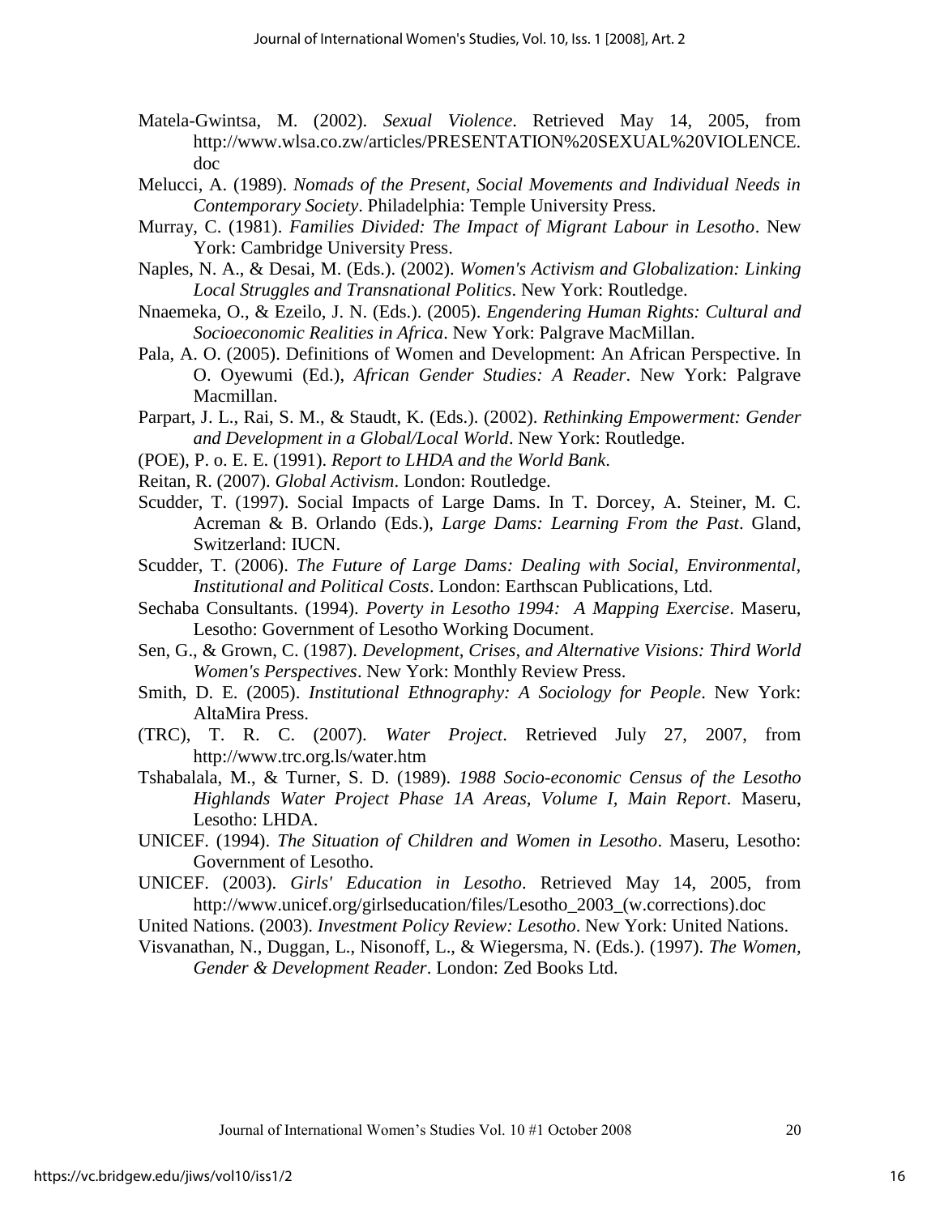Matela-Gwintsa, M. (2002). *Sexual Violence*. Retrieved May 14, 2005, from http://www.wlsa.co.zw/articles/PRESENTATION%20SEXUAL%20VIOLENCE.doc

Melucci, A. (1989). *Nomads of the Present, Social Movements and Individual Needs in Contemporary Society*. Philadelphia: Temple University Press.

Murray, C. (1981). *Families Divided: The Impact of Migrant Labour in Lesotho*. New York: Cambridge University Press.

Naples, N. A., & Desai, M. (Eds.). (2002). *Women's Activism and Globalization: Linking Local Struggles and Transnational Politics*. New York: Routledge.

Nnaemeka, O., & Ezeilo, J. N. (Eds.). (2005). *Engendering Human Rights: Cultural and Socioeconomic Realities in Africa*. New York: Palgrave MacMillan.

Pala, A. O. (2005). Definitions of Women and Development: An African Perspective. In O. Oyewumi (Ed.), *African Gender Studies: A Reader*. New York: Palgrave Macmillan.

Parpart, J. L., Rai, S. M., & Staudt, K. (Eds.). (2002). *Rethinking Empowerment: Gender and Development in a Global/Local World*. New York: Routledge.

(POE), P. o. E. E. (1991). *Report to LHDA and the World Bank*.

Reitan, R. (2007). *Global Activism*. London: Routledge.

Scudder, T. (1997). Social Impacts of Large Dams. In T. Dorcey, A. Steiner, M. C. Acreman & B. Orlando (Eds.), *Large Dams: Learning From the Past*. Gland, Switzerland: IUCN.

Scudder, T. (2006). *The Future of Large Dams: Dealing with Social, Environmental, Institutional and Political Costs*. London: Earthscan Publications, Ltd.

Sechaba Consultants. (1994). *Poverty in Lesotho 1994: A Mapping Exercise*. Maseru, Lesotho: Government of Lesotho Working Document.

Sen, G., & Grown, C. (1987). *Development, Crises, and Alternative Visions: Third World Women's Perspectives*. New York: Monthly Review Press.

Smith, D. E. (2005). *Institutional Ethnography: A Sociology for People*. New York: AltaMira Press.

(TRC), T. R. C. (2007). *Water Project*. Retrieved July 27, 2007, from http://www.trc.org.ls/water.htm

Tshabalala, M., & Turner, S. D. (1989). *1988 Socio-economic Census of the Lesotho Highlands Water Project Phase 1A Areas, Volume I, Main Report*. Maseru, Lesotho: LHDA.

UNICEF. (1994). *The Situation of Children and Women in Lesotho*. Maseru, Lesotho: Government of Lesotho.

UNICEF. (2003). *Girls' Education in Lesotho*. Retrieved May 14, 2005, from http://www.unicef.org/girlseducation/files/Lesotho_2003_(w.corrections).doc

United Nations. (2003). *Investment Policy Review: Lesotho*. New York: United Nations.

Visvanathan, N., Duggan, L., Nisonoff, L., & Wiegersma, N. (Eds.). (1997). *The Women, Gender & Development Reader*. London: Zed Books Ltd.